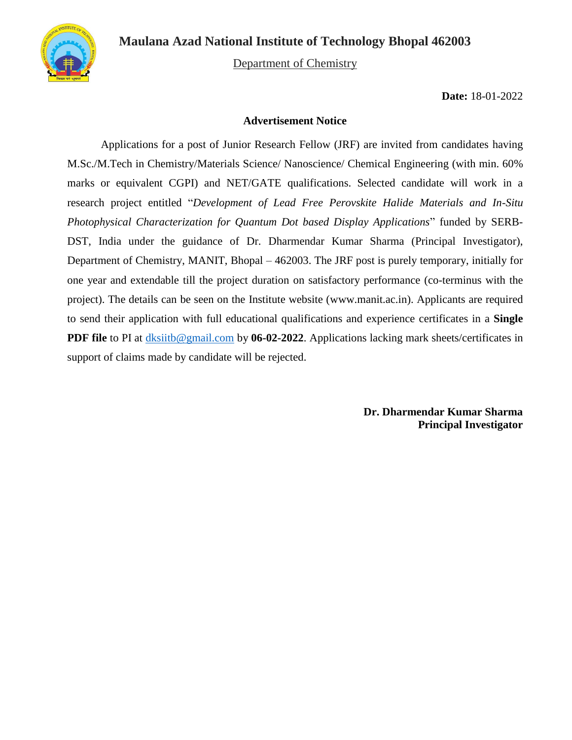# Maulana Azad National Institute of Technology Bhopal 462003

Department of Chemistry

**Date:** 18-01-2022

## Advertisement Notice

Applications for a post of Junior Research Fellow (JRF) are invited from candidates having M.Sc./M.Tech in Chemistry/Materials Science/ Nanoscience/ Chemical Engineering (with min. 60% marks or equivalent CGPI) and NET/GATE qualifications. Selected candidate will work in a research project entitled "*Development of Lead Free Perovskite Halide Materials and In-Situ Photophysical Characterization for Quantum Dot based Display Applications*" funded by SERB-DST, India under the guidance of Dr. Dharmendar Kumar Sharma (Principal Investigator), Department of Chemistry, MANIT, Bhopal – 462003. The JRF post is purely temporary, initially for one year and extendable till the project duration on satisfactory performance (co-terminus with the project). The details can be seen on the Institute website (www.manit.ac.in). Applicants are required to send their application with full educational qualifications and experience certificates in a **Single PDF file** to PI at dksiitb@gmail.com by **06-02-2022**. Applications lacking mark sheets/certificates in support of claims made by candidate will be rejected.

**Dr. Dharmendar Kumar Sharma**
**Principal Investigator**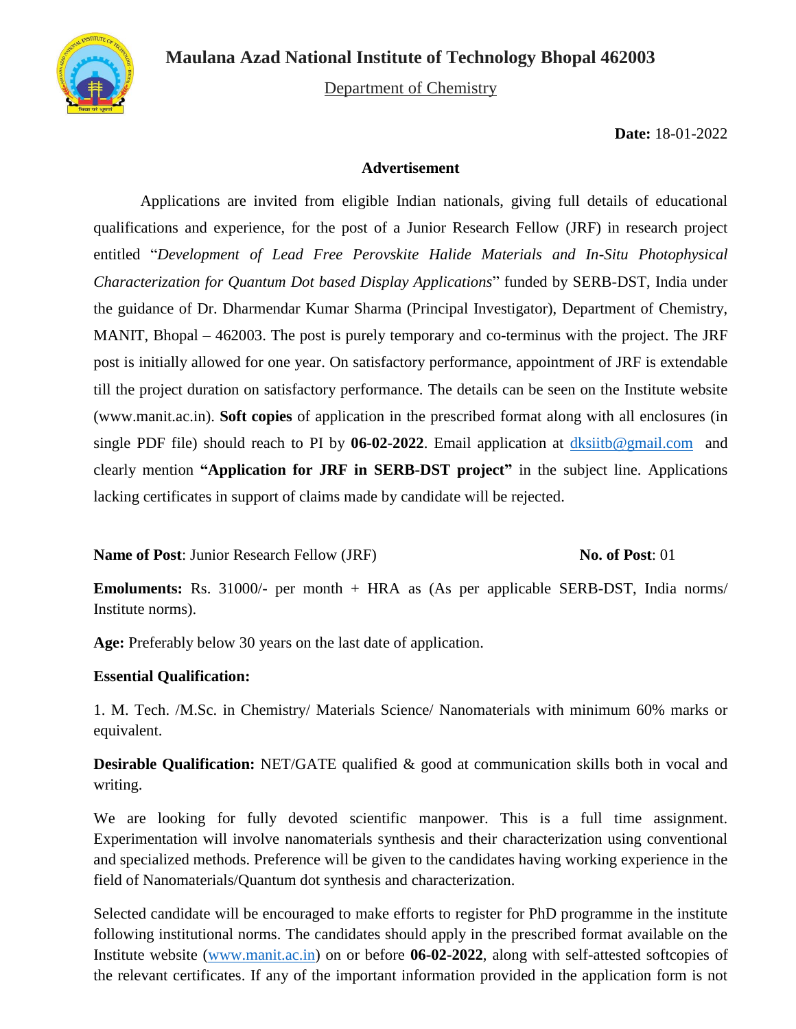# Maulana Azad National Institute of Technology Bhopal 462003

Department of Chemistry

**Date:** 18-01-2022

## Advertisement

Applications are invited from eligible Indian nationals, giving full details of educational qualifications and experience, for the post of a Junior Research Fellow (JRF) in research project entitled "*Development of Lead Free Perovskite Halide Materials and In-Situ Photophysical Characterization for Quantum Dot based Display Applications*" funded by SERB-DST, India under the guidance of Dr. Dharmendar Kumar Sharma (Principal Investigator), Department of Chemistry, MANIT, Bhopal – 462003. The post is purely temporary and co-terminus with the project. The JRF post is initially allowed for one year. On satisfactory performance, appointment of JRF is extendable till the project duration on satisfactory performance. The details can be seen on the Institute website (www.manit.ac.in). **Soft copies** of application in the prescribed format along with all enclosures (in single PDF file) should reach to PI by **06-02-2022**. Email application at dksiitb@gmail.com and clearly mention **"Application for JRF in SERB-DST project"** in the subject line. Applications lacking certificates in support of claims made by candidate will be rejected.

**Name of Post**: Junior Research Fellow (JRF) **No. of Post**: 01

**Emoluments:** Rs. 31000/- per month + HRA as (As per applicable SERB-DST, India norms/ Institute norms).

**Age:** Preferably below 30 years on the last date of application.

**Essential Qualification:**

1. M. Tech. /M.Sc. in Chemistry/ Materials Science/ Nanomaterials with minimum 60% marks or equivalent.

**Desirable Qualification:** NET/GATE qualified & good at communication skills both in vocal and writing.

We are looking for fully devoted scientific manpower. This is a full time assignment. Experimentation will involve nanomaterials synthesis and their characterization using conventional and specialized methods. Preference will be given to the candidates having working experience in the field of Nanomaterials/Quantum dot synthesis and characterization.

Selected candidate will be encouraged to make efforts to register for PhD programme in the institute following institutional norms. The candidates should apply in the prescribed format available on the Institute website (www.manit.ac.in) on or before **06-02-2022**, along with self-attested softcopies of the relevant certificates. If any of the important information provided in the application form is not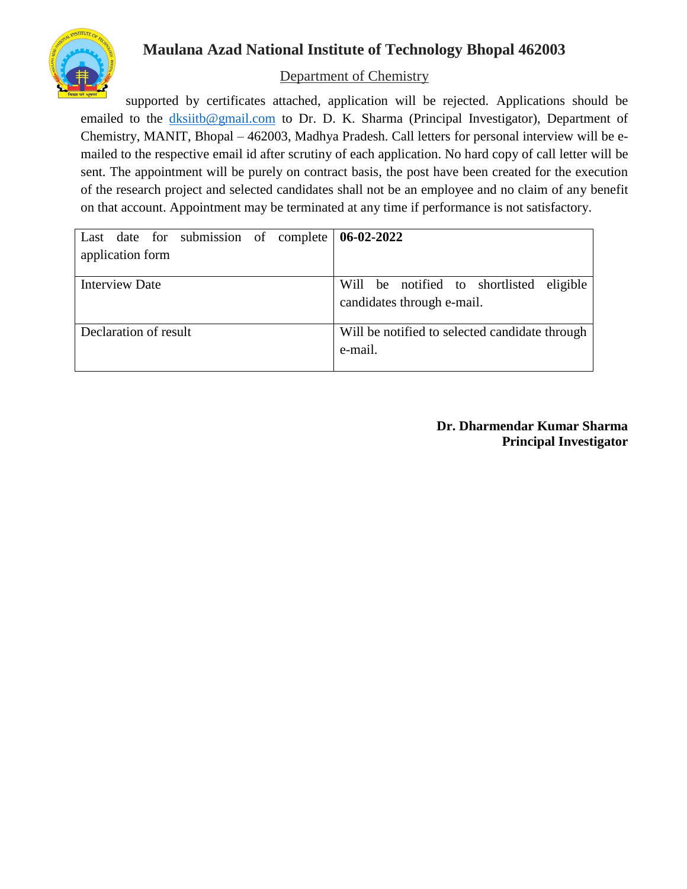## Maulana Azad National Institute of Technology Bhopal 462003

Department of Chemistry

supported by certificates attached, application will be rejected. Applications should be emailed to the dksiitb@gmail.com to Dr. D. K. Sharma (Principal Investigator), Department of Chemistry, MANIT, Bhopal – 462003, Madhya Pradesh. Call letters for personal interview will be e-mailed to the respective email id after scrutiny of each application. No hard copy of call letter will be sent. The appointment will be purely on contract basis, the post have been created for the execution of the research project and selected candidates shall not be an employee and no claim of any benefit on that account. Appointment may be terminated at any time if performance is not satisfactory.

| | |
|---|---|
| Last date for submission of complete application form | **06-02-2022** |
| Interview Date | Will be notified to shortlisted eligible candidates through e-mail. |
| Declaration of result | Will be notified to selected candidate through e-mail. |

**Dr. Dharmendar Kumar Sharma**
**Principal Investigator**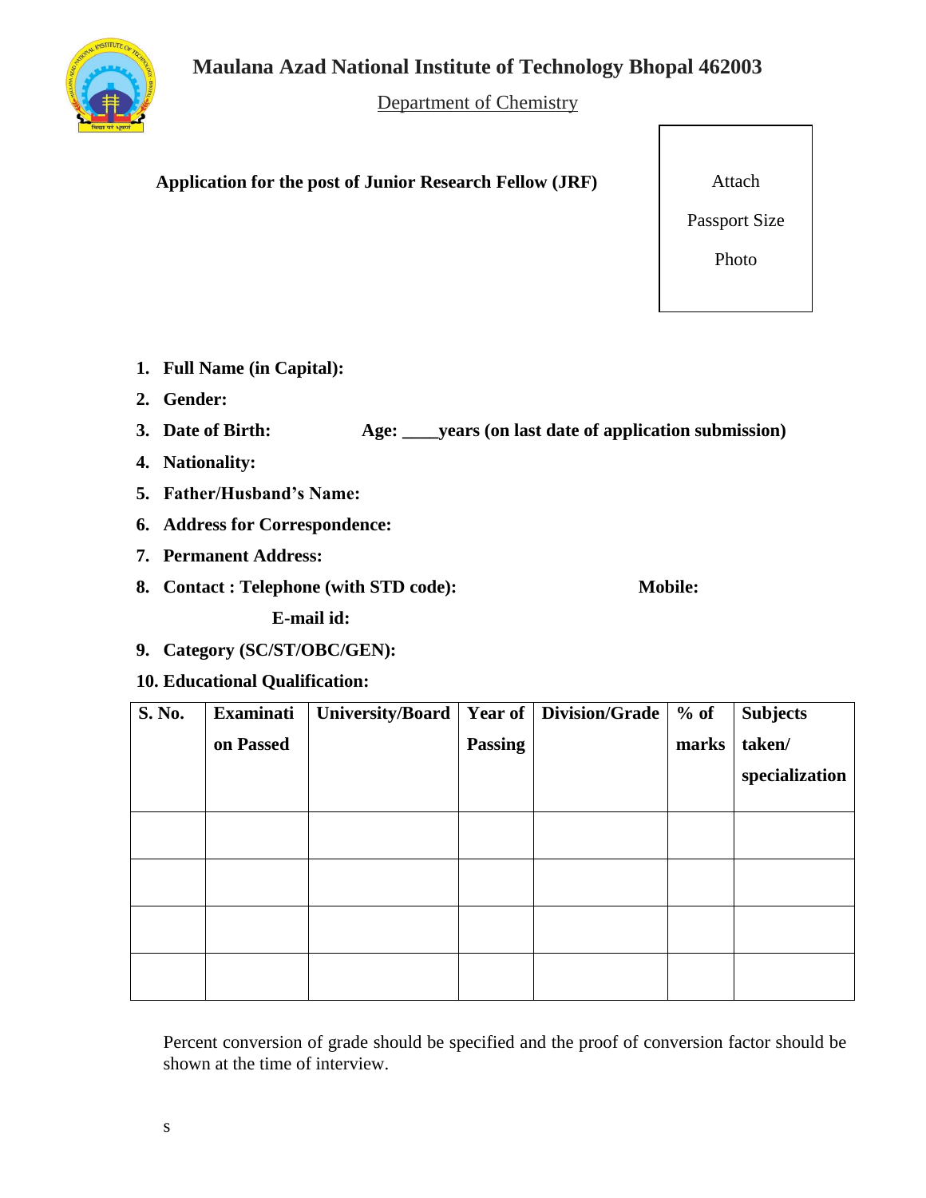# Maulana Azad National Institute of Technology Bhopal 462003

Department of Chemistry

**Application for the post of Junior Research Fellow (JRF)**

Attach

Passport Size

Photo

1. **Full Name (in Capital):**
2. **Gender:**
3. **Date of Birth:** **Age: ____years (on last date of application submission)**
4. **Nationality:**
5. **Father/Husband's Name:**
6. **Address for Correspondence:**
7. **Permanent Address:**
8. **Contact : Telephone (with STD code):** **Mobile:**

   **E-mail id:**
9. **Category (SC/ST/OBC/GEN):**
10. **Educational Qualification:**

| **S. No.** | **Examination Passed** | **University/Board** | **Year of Passing** | **Division/Grade** | **% of marks** | **Subjects taken/ specialization** |
|---|---|---|---|---|---|---|
| | | | | | | |
| | | | | | | |
| | | | | | | |
| | | | | | | |

Percent conversion of grade should be specified and the proof of conversion factor should be shown at the time of interview.

s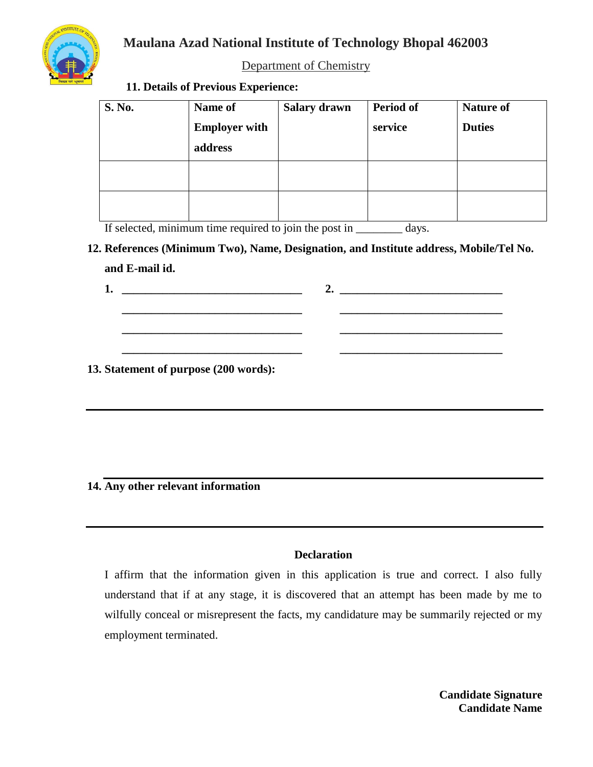## Maulana Azad National Institute of Technology Bhopal 462003

Department of Chemistry

**11. Details of Previous Experience:**

| S. No. | Name of Employer with address | Salary drawn | Period of service | Nature of Duties |
|---|---|---|---|---|
| | | | | |
| | | | | |

If selected, minimum time required to join the post in ________ days.

**12. References (Minimum Two), Name, Designation, and Institute address, Mobile/Tel No. and E-mail id.**

**1.** ________________________________ **2.** ____________________________

________________________________ ____________________________

________________________________ ____________________________

________________________________ ____________________________

**13. Statement of purpose (200 words):**

---

---

**14. Any other relevant information**

---

**Declaration**

I affirm that the information given in this application is true and correct. I also fully understand that if at any stage, it is discovered that an attempt has been made by me to wilfully conceal or misrepresent the facts, my candidature may be summarily rejected or my employment terminated.

**Candidate Signature**
**Candidate Name**